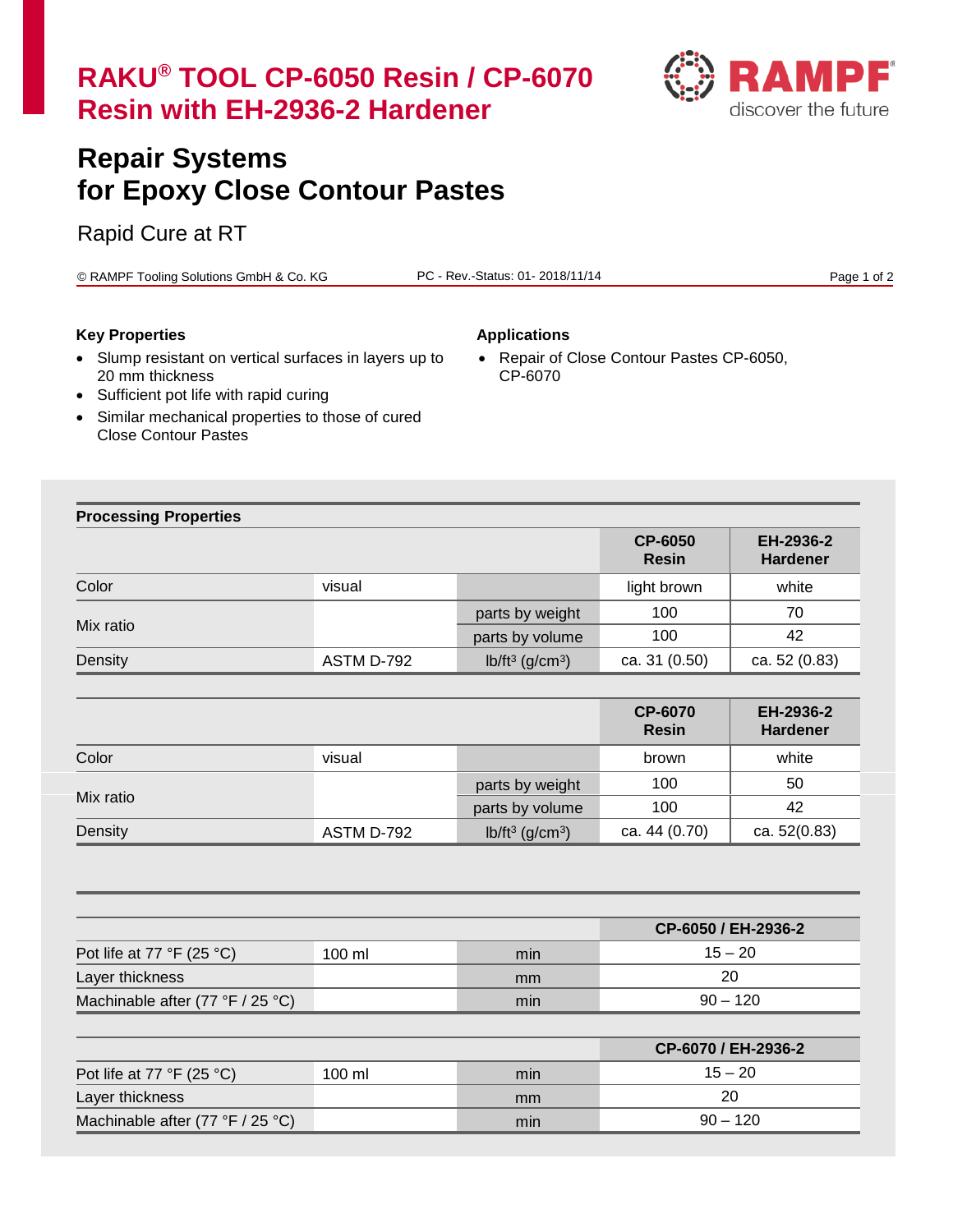# RAKU® TOOL CP-6050 Resin / CP-6070 Resin with EH-2936-2 Hardener

## Repair Systems for Epoxy Close Contour Pastes

Rapid Cure at RT

© RAMPF Tooling Solutions GmbH & Co. KG PC - Rev.-Status: 01- 2018/11/14

**Key Properties**

- Slump resistant on vertical surfaces in layers up to 20 mm thickness
- Sufficient pot life with rapid curing
- Similar mechanical properties to those of cured Close Contour Pastes

**Applications**

- Repair of Close Contour Pastes CP-6050, CP-6070

**Processing Properties**

| | | | CP-6050 Resin | EH-2936-2 Hardener |
|---|---|---|---|---|
| Color | visual | | light brown | white |
| Mix ratio | | parts by weight | 100 | 70 |
| | | parts by volume | 100 | 42 |
| Density | ASTM D-792 | lb/ft³ (g/cm³) | ca. 31 (0.50) | ca. 52 (0.83) |

| | | | CP-6070 Resin | EH-2936-2 Hardener |
|---|---|---|---|---|
| Color | visual | | brown | white |
| Mix ratio | | parts by weight | 100 | 50 |
| | | parts by volume | 100 | 42 |
| Density | ASTM D-792 | lb/ft³ (g/cm³) | ca. 44 (0.70) | ca. 52(0.83) |

| | | | CP-6050 / EH-2936-2 |
|---|---|---|---|
| Pot life at 77 °F (25 °C) | 100 ml | min | 15 – 20 |
| Layer thickness | | mm | 20 |
| Machinable after (77 °F / 25 °C) | | min | 90 – 120 |

| | | | CP-6070 / EH-2936-2 |
|---|---|---|---|
| Pot life at 77 °F (25 °C) | 100 ml | min | 15 – 20 |
| Layer thickness | | mm | 20 |
| Machinable after (77 °F / 25 °C) | | min | 90 – 120 |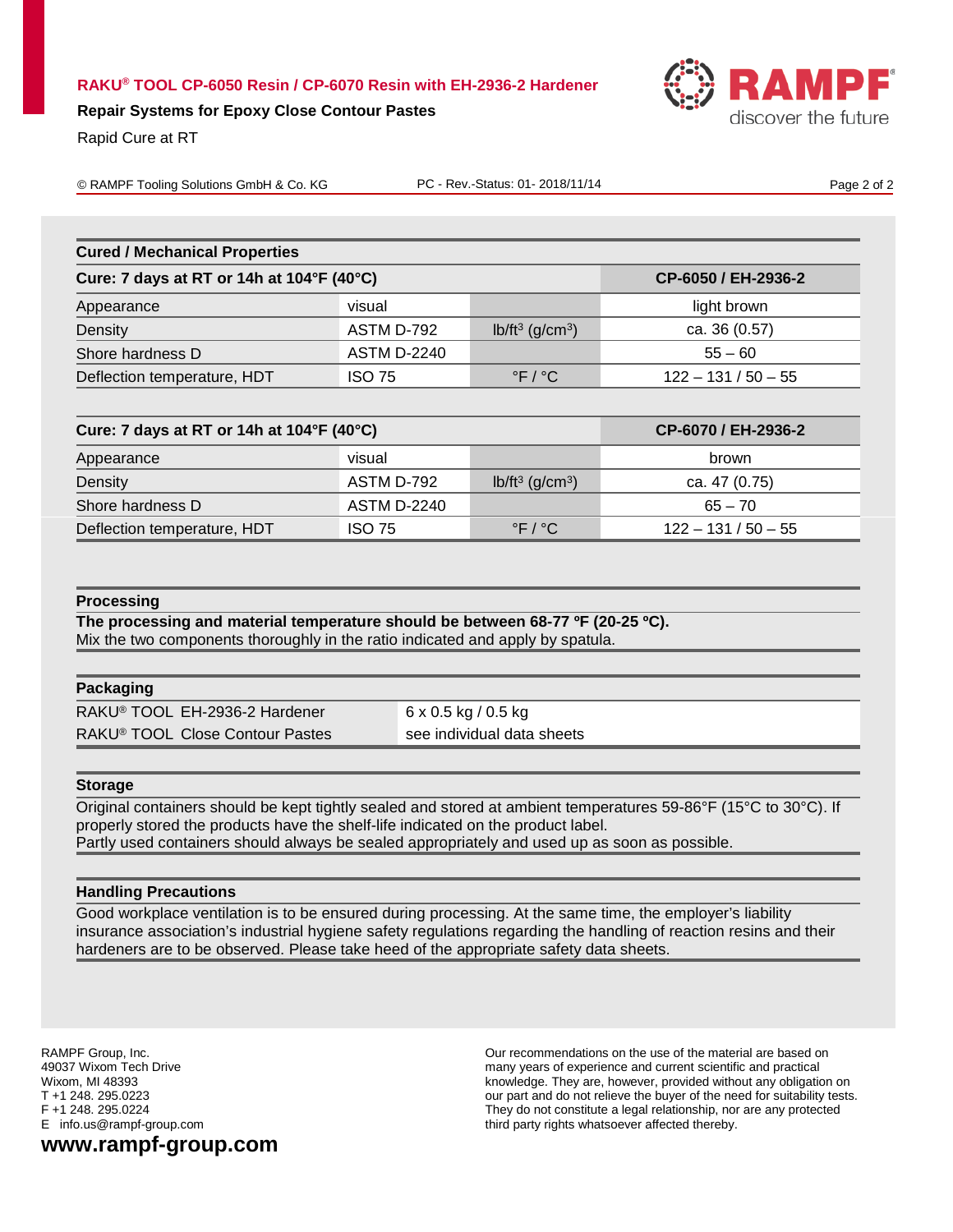## Cured / Mechanical Properties

| Cure: 7 days at RT or 14h at 104°F (40°C) | | | CP-6050 / EH-2936-2 |
|---|---|---|---|
| Appearance | visual | | light brown |
| Density | ASTM D-792 | lb/ft³ (g/cm³) | ca. 36 (0.57) |
| Shore hardness D | ASTM D-2240 | | 55 – 60 |
| Deflection temperature, HDT | ISO 75 | °F / °C | 122 – 131 / 50 – 55 |

| Cure: 7 days at RT or 14h at 104°F (40°C) | | | CP-6070 / EH-2936-2 |
|---|---|---|---|
| Appearance | visual | | brown |
| Density | ASTM D-792 | lb/ft³ (g/cm³) | ca. 47 (0.75) |
| Shore hardness D | ASTM D-2240 | | 65 – 70 |
| Deflection temperature, HDT | ISO 75 | °F / °C | 122 – 131 / 50 – 55 |

## Processing

**The processing and material temperature should be between 68-77 ºF (20-25 ºC).**
Mix the two components thoroughly in the ratio indicated and apply by spatula.

## Packaging

| | |
|---|---|
| RAKU® TOOL EH-2936-2 Hardener | 6 x 0.5 kg / 0.5 kg |
| RAKU® TOOL Close Contour Pastes | see individual data sheets |

## Storage

Original containers should be kept tightly sealed and stored at ambient temperatures 59-86°F (15°C to 30°C). If properly stored the products have the shelf-life indicated on the product label.
Partly used containers should always be sealed appropriately and used up as soon as possible.

## Handling Precautions

Good workplace ventilation is to be ensured during processing. At the same time, the employer's liability insurance association's industrial hygiene safety regulations regarding the handling of reaction resins and their hardeners are to be observed. Please take heed of the appropriate safety data sheets.

RAMPF Group, Inc.
49037 Wixom Tech Drive
Wixom, MI 48393
T +1 248. 295.0223
F +1 248. 295.0224
E info.us@rampf-group.com

**www.rampf-group.com**

Our recommendations on the use of the material are based on many years of experience and current scientific and practical knowledge. They are, however, provided without any obligation on our part and do not relieve the buyer of the need for suitability tests. They do not constitute a legal relationship, nor are any protected third party rights whatsoever affected thereby.